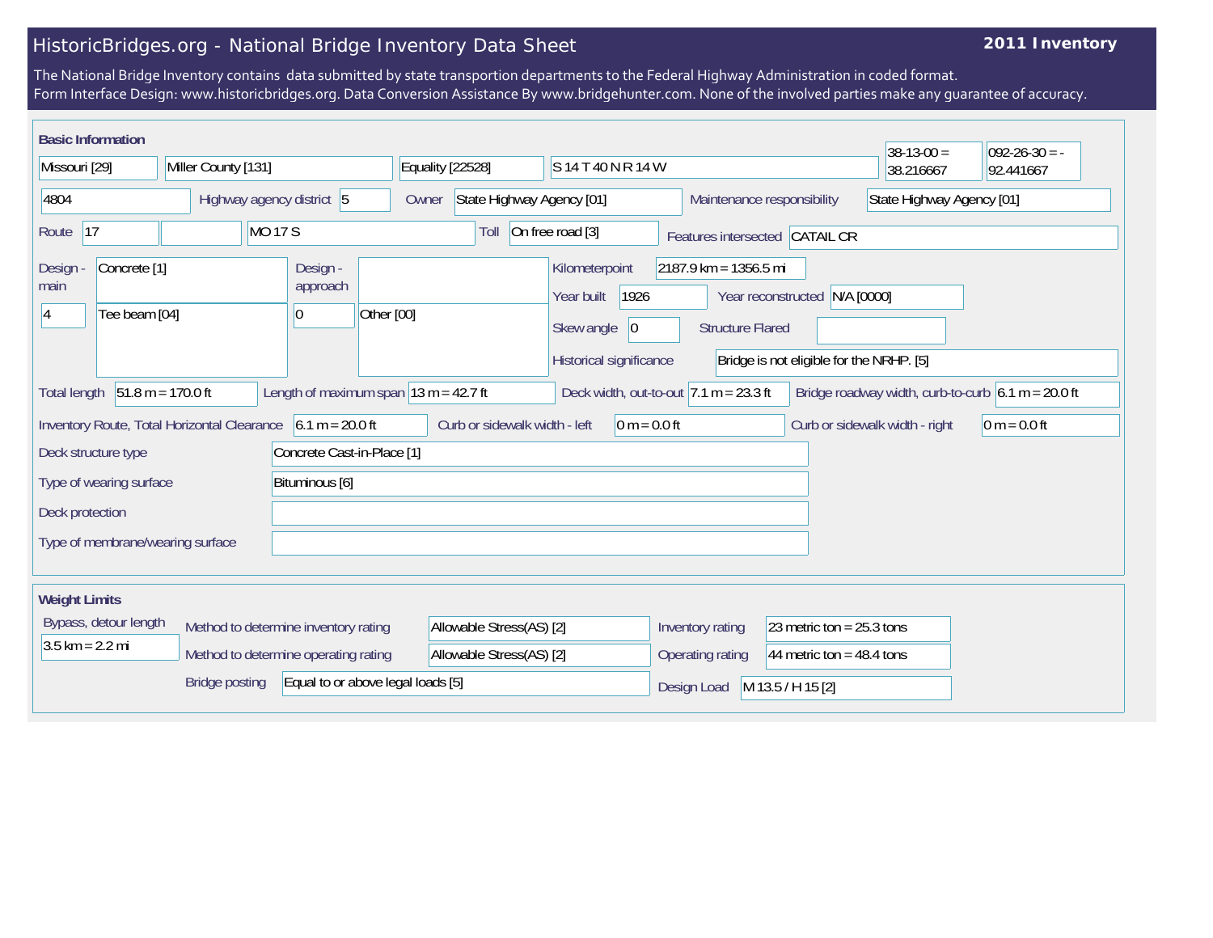# HistoricBridges.org - National Bridge Inventory Data Sheet

**2011 Inventory**

The National Bridge Inventory contains data submitted by state transportion departments to the Federal Highway Administration in coded format.
Form Interface Design: www.historicbridges.org. Data Conversion Assistance By www.bridgehunter.com. None of the involved parties make any guarantee of accuracy.

## Basic Information

| | |
|---|---|
| State | Missouri [29] |
| County | Miller County [131] |
| Place | Equality [22528] |
| Location | S 14 T 40 N R 14 W |
| Latitude | 38-13-00 = 38.216667 |
| Longitude | 092-26-30 = -92.441667 |
| Structure Number | 4804 |
| Highway agency district | 5 |
| Owner | State Highway Agency [01] |
| Maintenance responsibility | State Highway Agency [01] |
| Route | 17 |
| Facility | MO 17 S |
| Toll | On free road [3] |
| Features intersected | CATAIL CR |
| Design - main | Concrete [1] |
| Number of main spans | 4 |
| Main design type | Tee beam [04] |
| Design - approach | |
| Number of approach spans | 0 |
| Approach design type | Other [00] |
| Kilometerpoint | 2187.9 km = 1356.5 mi |
| Year built | 1926 |
| Year reconstructed | N/A [0000] |
| Skew angle | 0 |
| Structure Flared | |
| Historical significance | Bridge is not eligible for the NRHP. [5] |
| Total length | 51.8 m = 170.0 ft |
| Length of maximum span | 13 m = 42.7 ft |
| Deck width, out-to-out | 7.1 m = 23.3 ft |
| Bridge roadway width, curb-to-curb | 6.1 m = 20.0 ft |
| Inventory Route, Total Horizontal Clearance | 6.1 m = 20.0 ft |
| Curb or sidewalk width - left | 0 m = 0.0 ft |
| Curb or sidewalk width - right | 0 m = 0.0 ft |
| Deck structure type | Concrete Cast-in-Place [1] |
| Type of wearing surface | Bituminous [6] |
| Deck protection | |
| Type of membrane/wearing surface | |

## Weight Limits

| | |
|---|---|
| Bypass, detour length | 3.5 km = 2.2 mi |
| Method to determine inventory rating | Allowable Stress(AS) [2] |
| Method to determine operating rating | Allowable Stress(AS) [2] |
| Bridge posting | Equal to or above legal loads [5] |
| Inventory rating | 23 metric ton = 25.3 tons |
| Operating rating | 44 metric ton = 48.4 tons |
| Design Load | M 13.5 / H 15 [2] |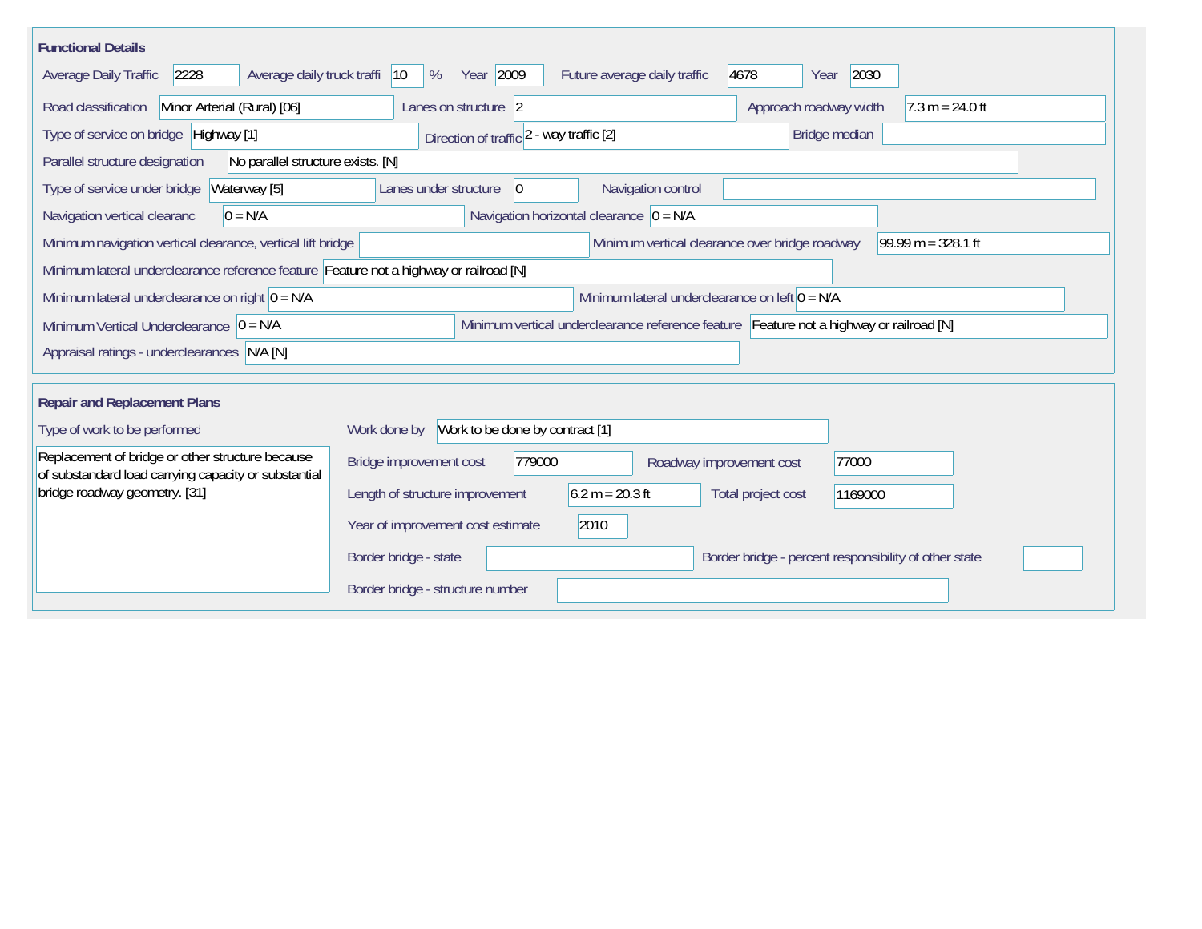## Functional Details

Average Daily Traffic: 2228

Average daily truck traffi: 10 %

Year: 2009

Future average daily traffic: 4678

Year: 2030

Road classification: Minor Arterial (Rural) [06]

Lanes on structure: 2

Approach roadway width: 7.3 m = 24.0 ft

Type of service on bridge: Highway [1]

Direction of traffic: 2 - way traffic [2]

Bridge median:

Parallel structure designation: No parallel structure exists. [N]

Type of service under bridge: Waterway [5]

Lanes under structure: 0

Navigation control:

Navigation vertical clearanc: 0 = N/A

Navigation horizontal clearance: 0 = N/A

Minimum navigation vertical clearance, vertical lift bridge:

Minimum vertical clearance over bridge roadway: 99.99 m = 328.1 ft

Minimum lateral underclearance reference feature: Feature not a highway or railroad [N]

Minimum lateral underclearance on right: 0 = N/A

Minimum lateral underclearance on left: 0 = N/A

Minimum Vertical Underclearance: 0 = N/A

Minimum vertical underclearance reference feature: Feature not a highway or railroad [N]

Appraisal ratings - underclearances: N/A [N]

## Repair and Replacement Plans

Type of work to be performed: Replacement of bridge or other structure because of substandard load carrying capacity or substantial bridge roadway geometry. [31]

Work done by: Work to be done by contract [1]

Bridge improvement cost: 779000

Roadway improvement cost: 77000

Length of structure improvement: 6.2 m = 20.3 ft

Total project cost: 1169000

Year of improvement cost estimate: 2010

Border bridge - state:

Border bridge - percent responsibility of other state:

Border bridge - structure number: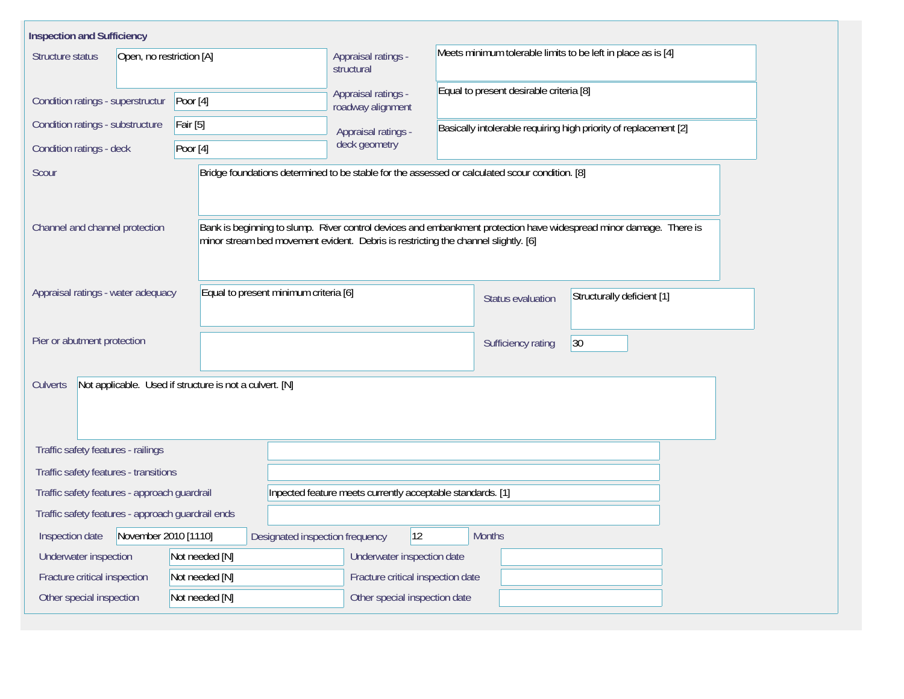## Inspection and Sufficiency

| Field | Value |
|---|---|
| Structure status | Open, no restriction [A] |
| Appraisal ratings - structural | Meets minimum tolerable limits to be left in place as is [4] |
| Condition ratings - superstructur | Poor [4] |
| Appraisal ratings - roadway alignment | Equal to present desirable criteria [8] |
| Condition ratings - substructure | Fair [5] |
| Appraisal ratings - deck geometry | Basically intolerable requiring high priority of replacement [2] |
| Condition ratings - deck | Poor [4] |
| Scour | Bridge foundations determined to be stable for the assessed or calculated scour condition. [8] |
| Channel and channel protection | Bank is beginning to slump. River control devices and embankment protection have widespread minor damage. There is minor stream bed movement evident. Debris is restricting the channel slightly. [6] |
| Appraisal ratings - water adequacy | Equal to present minimum criteria [6] |
| Status evaluation | Structurally deficient [1] |
| Pier or abutment protection | |
| Sufficiency rating | 30 |
| Culverts | Not applicable. Used if structure is not a culvert. [N] |
| Traffic safety features - railings | |
| Traffic safety features - transitions | |
| Traffic safety features - approach guardrail | Inpected feature meets currently acceptable standards. [1] |
| Traffic safety features - approach guardrail ends | |
| Inspection date | November 2010 [1110] |
| Designated inspection frequency | 12 Months |
| Underwater inspection | Not needed [N] |
| Underwater inspection date | |
| Fracture critical inspection | Not needed [N] |
| Fracture critical inspection date | |
| Other special inspection | Not needed [N] |
| Other special inspection date | |